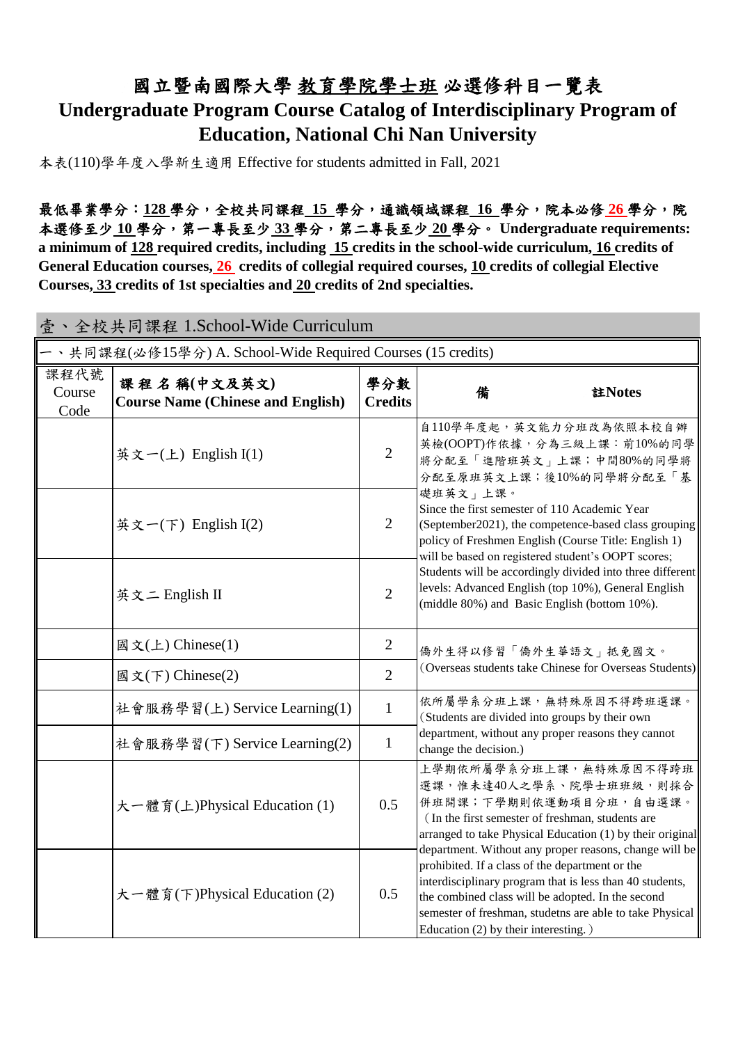# 國立暨南國際大學 教育學院學士班 必選修科目一覽表
# Undergraduate Program Course Catalog of Interdisciplinary Program of Education, National Chi Nan University

本表(110)學年度入學新生適用 Effective for students admitted in Fall, 2021

**最低畢業學分：128 學分，全校共同課程 15 學分，通識領域課程 16 學分，院本必修 26 學分，院本選修至少 10 學分，第一專長至少 33 學分，第二專長至少 20 學分。 Undergraduate requirements: a minimum of 128 required credits, including 15 credits in the school-wide curriculum, 16 credits of General Education courses, 26 credits of collegial required courses, 10 credits of collegial Elective Courses, 33 credits of 1st specialties and 20 credits of 2nd specialties.**

## 壹、全校共同課程 1.School-Wide Curriculum

一、共同課程(必修15學分) A. School-Wide Required Courses (15 credits)

| 課程代號 Course Code | 課 程 名 稱(中文及英文) Course Name (Chinese and English) | 學分數 Credits | 備 註Notes |
|---|---|---|---|
| | 英文一(上) English I(1) | 2 | 自110學年度起，英文能力分班改為依照本校自辦英檢(OOPT)作依據，分為三級上課：前10%的同學將分配至「進階班英文」上課；中間80%的同學將分配至原班英文上課；後10%的同學將分配至「基礎班英文」上課。 Since the first semester of 110 Academic Year (September2021), the competence-based class grouping policy of Freshmen English (Course Title: English 1) will be based on registered student's OOPT scores; Students will be accordingly divided into three different levels: Advanced English (top 10%), General English (middle 80%) and Basic English (bottom 10%). |
| | 英文一(下) English I(2) | 2 | |
| | 英文二 English II | 2 | |
| | 國文(上) Chinese(1) | 2 | 僑外生得以修習「僑外生華語文」抵免國文。 (Overseas students take Chinese for Overseas Students) |
| | 國文(下) Chinese(2) | 2 | |
| | 社會服務學習(上) Service Learning(1) | 1 | 依所屬學系分班上課，無特殊原因不得跨班選課。 (Students are divided into groups by their own department, without any proper reasons they cannot change the decision.) |
| | 社會服務學習(下) Service Learning(2) | 1 | |
| | 大一體育(上)Physical Education (1) | 0.5 | 上學期依所屬學系分班上課，無特殊原因不得跨班選課，惟未達40人之學系、院學士班班級，則採合併班開課；下學期則依運動項目分班，自由選課。 (In the first semester of freshman, students are arranged to take Physical Education (1) by their original department. Without any proper reasons, change will be prohibited. If a class of the department or the interdisciplinary program that is less than 40 students, the combined class will be adopted. In the second semester of freshman, studetns are able to take Physical Education (2) by their interesting.) |
| | 大一體育(下)Physical Education (2) | 0.5 | |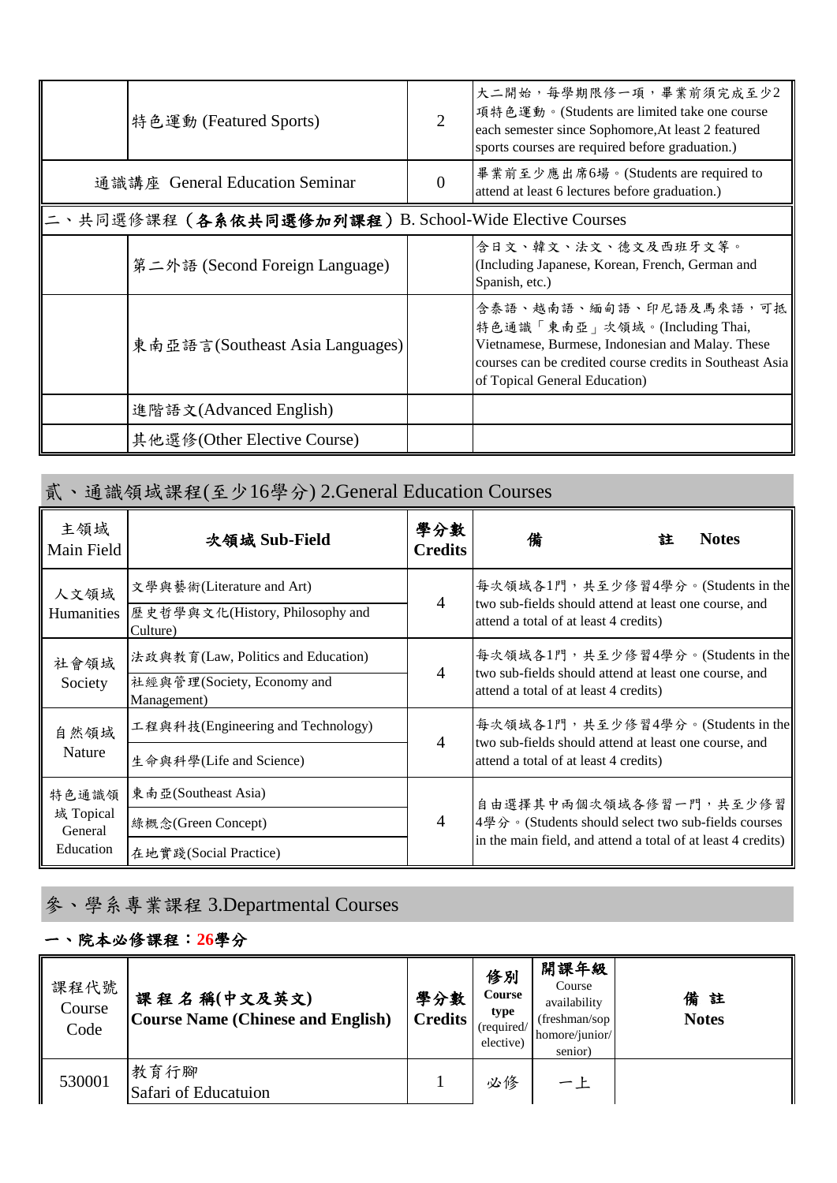| | | | |
|---|---|---|---|
| | 特色運動 (Featured Sports) | 2 | 大二開始，每學期限修一項，畢業前須完成至少2項特色運動。(Students are limited take one course each semester since Sophomore,At least 2 featured sports courses are required before graduation.) |
| 通識講座 General Education Seminar | | 0 | 畢業前至少應出席6場。(Students are required to attend at least 6 lectures before graduation.) |
| 二、共同選修課程（各系依共同選修加列課程）B. School-Wide Elective Courses | | | |
| | 第二外語 (Second Foreign Language) | | 含日文、韓文、法文、德文及西班牙文等。(Including Japanese, Korean, French, German and Spanish, etc.) |
| | 東南亞語言(Southeast Asia Languages) | | 含泰語、越南語、緬甸語、印尼語及馬來語，可抵特色通識「東南亞」次領域。(Including Thai, Vietnamese, Burmese, Indonesian and Malay. These courses can be credited course credits in Southeast Asia of Topical General Education) |
| | 進階語文(Advanced English) | | |
| | 其他選修(Other Elective Course) | | |

## 貳、通識領域課程(至少16學分) 2.General Education Courses

| 主領域 Main Field | 次領域 Sub-Field | 學分數 Credits | 備註 Notes |
|---|---|---|---|
| 人文領域 Humanities | 文學與藝術(Literature and Art)<br>歷史哲學與文化(History, Philosophy and Culture) | 4 | 每次領域各1門，共至少修習4學分。(Students in the two sub-fields should attend at least one course, and attend a total of at least 4 credits) |
| 社會領域 Society | 法政與教育(Law, Politics and Education)<br>社經與管理(Society, Economy and Management) | 4 | 每次領域各1門，共至少修習4學分。(Students in the two sub-fields should attend at least one course, and attend a total of at least 4 credits) |
| 自然領域 Nature | 工程與科技(Engineering and Technology)<br>生命與科學(Life and Science) | 4 | 每次領域各1門，共至少修習4學分。(Students in the two sub-fields should attend at least one course, and attend a total of at least 4 credits) |
| 特色通識領域 Topical General Education | 東南亞(Southeast Asia)<br>綠概念(Green Concept)<br>在地實踐(Social Practice) | 4 | 自由選擇其中兩個次領域各修習一門，共至少修習4學分。(Students should select two sub-fields courses in the main field, and attend a total of at least 4 credits) |

## 參、學系專業課程 3.Departmental Courses

### 一、院本必修課程：26學分

| 課程代號 Course Code | 課程名稱(中文及英文) Course Name (Chinese and English) | 學分數 Credits | 修別 Course type (required/elective) | 開課年級 Course availability (freshman/sophomore/junior/senior) | 備註 Notes |
|---|---|---|---|---|---|
| 530001 | 教育行腳<br>Safari of Educatuion | 1 | 必修 | 一上 | |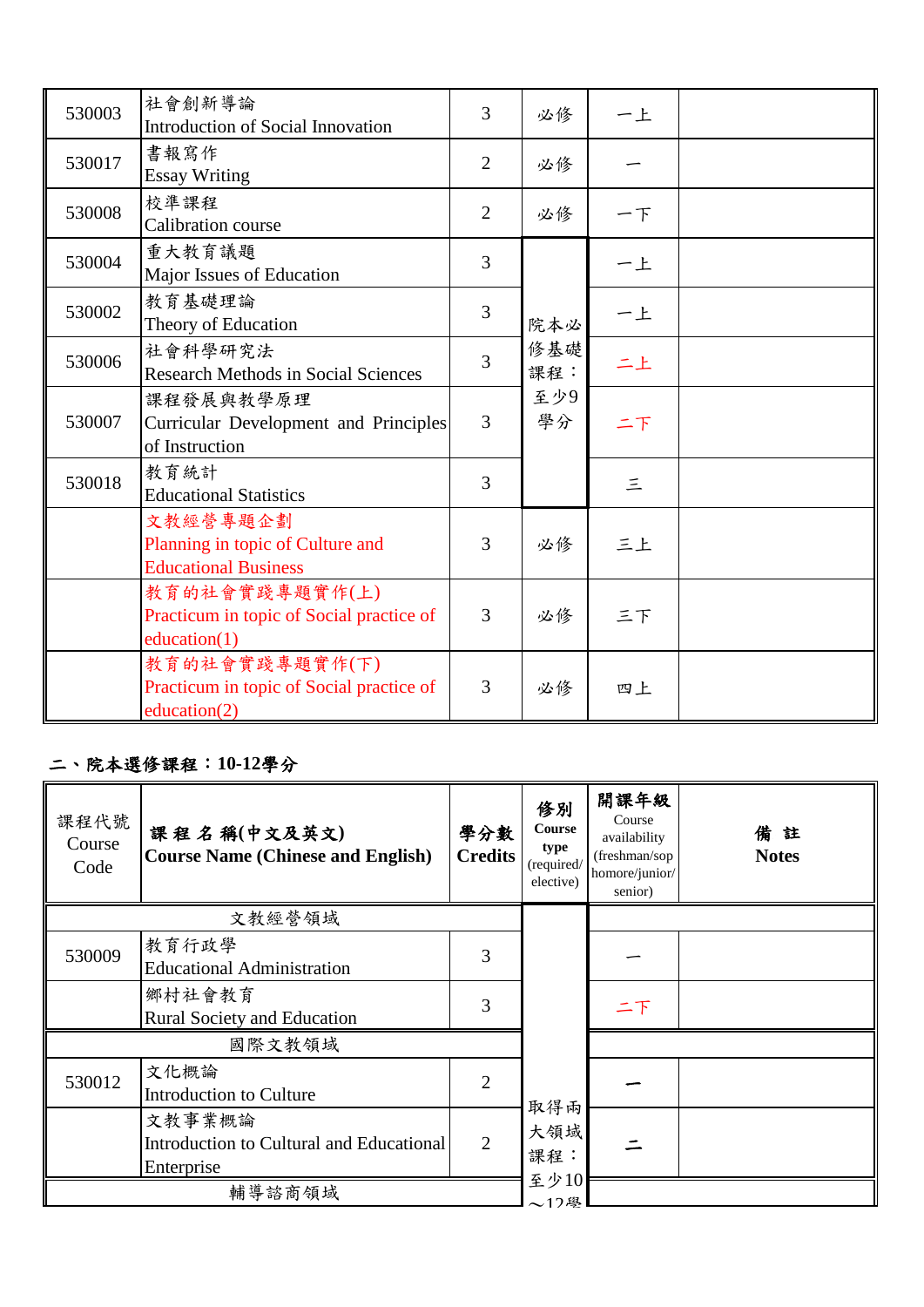| | | | | | |
|---|---|---|---|---|---|
| 530003 | 社會創新導論<br>Introduction of Social Innovation | 3 | 必修 | 一上 | |
| 530017 | 書報寫作<br>Essay Writing | 2 | 必修 | 一 | |
| 530008 | 校準課程<br>Calibration course | 2 | 必修 | 一下 | |
| 530004 | 重大教育議題<br>Major Issues of Education | 3 | 院本必修基礎課程：至少9學分 | 一上 | |
| 530002 | 教育基礎理論<br>Theory of Education | 3 | | 一上 | |
| 530006 | 社會科學研究法<br>Research Methods in Social Sciences | 3 | | 二上 | |
| 530007 | 課程發展與教學原理<br>Curricular Development and Principles of Instruction | 3 | | 二下 | |
| 530018 | 教育統計<br>Educational Statistics | 3 | | 三 | |
| | 文教經營專題企劃<br>Planning in topic of Culture and Educational Business | 3 | 必修 | 三上 | |
| | 教育的社會實踐專題實作(上)<br>Practicum in topic of Social practice of education(1) | 3 | 必修 | 三下 | |
| | 教育的社會實踐專題實作(下)<br>Practicum in topic of Social practice of education(2) | 3 | 必修 | 四上 | |

## 二、院本選修課程：10-12學分

| 課程代號<br>Course Code | 課程名稱(中文及英文)<br>Course Name (Chinese and English) | 學分數<br>Credits | 修別<br>Course type<br>(required/elective) | 開課年級<br>Course availability<br>(freshman/sophomore/junior/senior) | 備註<br>Notes |
|---|---|---|---|---|---|
| 文教經營領域 | | | 取得兩大領域課程：至少10～12學 | | |
| 530009 | 教育行政學<br>Educational Administration | 3 | | 一 | |
| | 鄉村社會教育<br>Rural Society and Education | 3 | | 二下 | |
| 國際文教領域 | | | | | |
| 530012 | 文化概論<br>Introduction to Culture | 2 | | 一 | |
| | 文教事業概論<br>Introduction to Cultural and Educational Enterprise | 2 | | 二 | |
| 輔導諮商領域 | | | | | |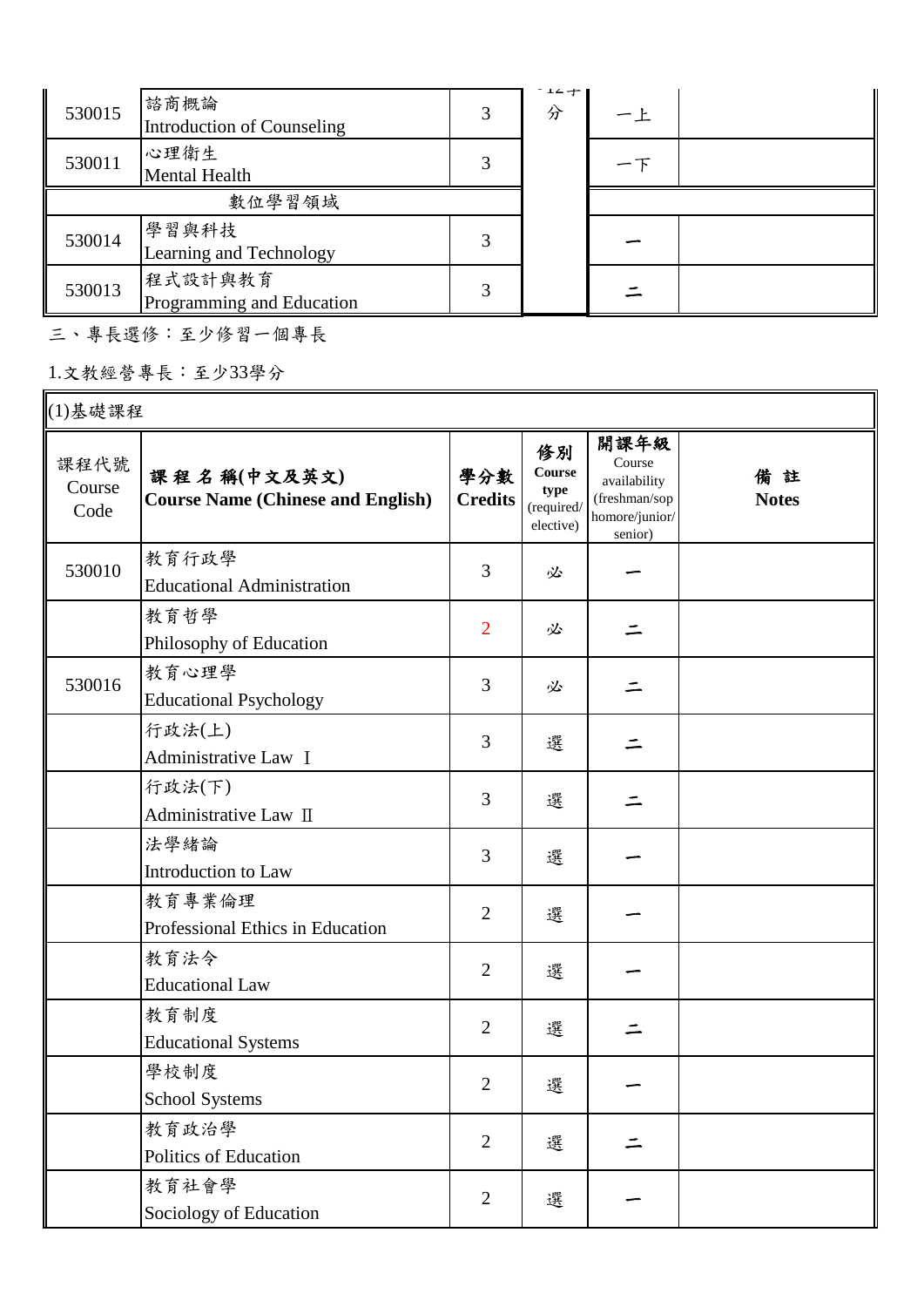| 530015 | 諮商概論<br>Introduction of Counseling | 3 | 12學分 | 一上 | |
|---|---|---|---|---|---|
| 530011 | 心理衛生<br>Mental Health | 3 | | 一下 | |
| 數位學習領域 | | | | | |
| 530014 | 學習與科技<br>Learning and Technology | 3 | | 一 | |
| 530013 | 程式設計與教育<br>Programming and Education | 3 | | 二 | |

三、專長選修：至少修習一個專長

1.文教經營專長：至少33學分

(1)基礎課程

| 課程代號<br>Course Code | **課程名稱(中文及英文)<br>Course Name (Chinese and English)** | **學分數<br>Credits** | **修別<br>Course type** (required/ elective) | **開課年級**<br>Course availability (freshman/sophomore/junior/ senior) | **備註<br>Notes** |
|---|---|---|---|---|---|
| 530010 | 教育行政學<br>Educational Administration | 3 | 必 | 一 | |
| | 教育哲學<br>Philosophy of Education | 2 | 必 | 二 | |
| 530016 | 教育心理學<br>Educational Psychology | 3 | 必 | 二 | |
| | 行政法(上)<br>Administrative Law Ⅰ | 3 | 選 | 二 | |
| | 行政法(下)<br>Administrative Law Ⅱ | 3 | 選 | 二 | |
| | 法學緒論<br>Introduction to Law | 3 | 選 | 一 | |
| | 教育專業倫理<br>Professional Ethics in Education | 2 | 選 | 一 | |
| | 教育法令<br>Educational Law | 2 | 選 | 一 | |
| | 教育制度<br>Educational Systems | 2 | 選 | 二 | |
| | 學校制度<br>School Systems | 2 | 選 | 一 | |
| | 教育政治學<br>Politics of Education | 2 | 選 | 二 | |
| | 教育社會學<br>Sociology of Education | 2 | 選 | 一 | |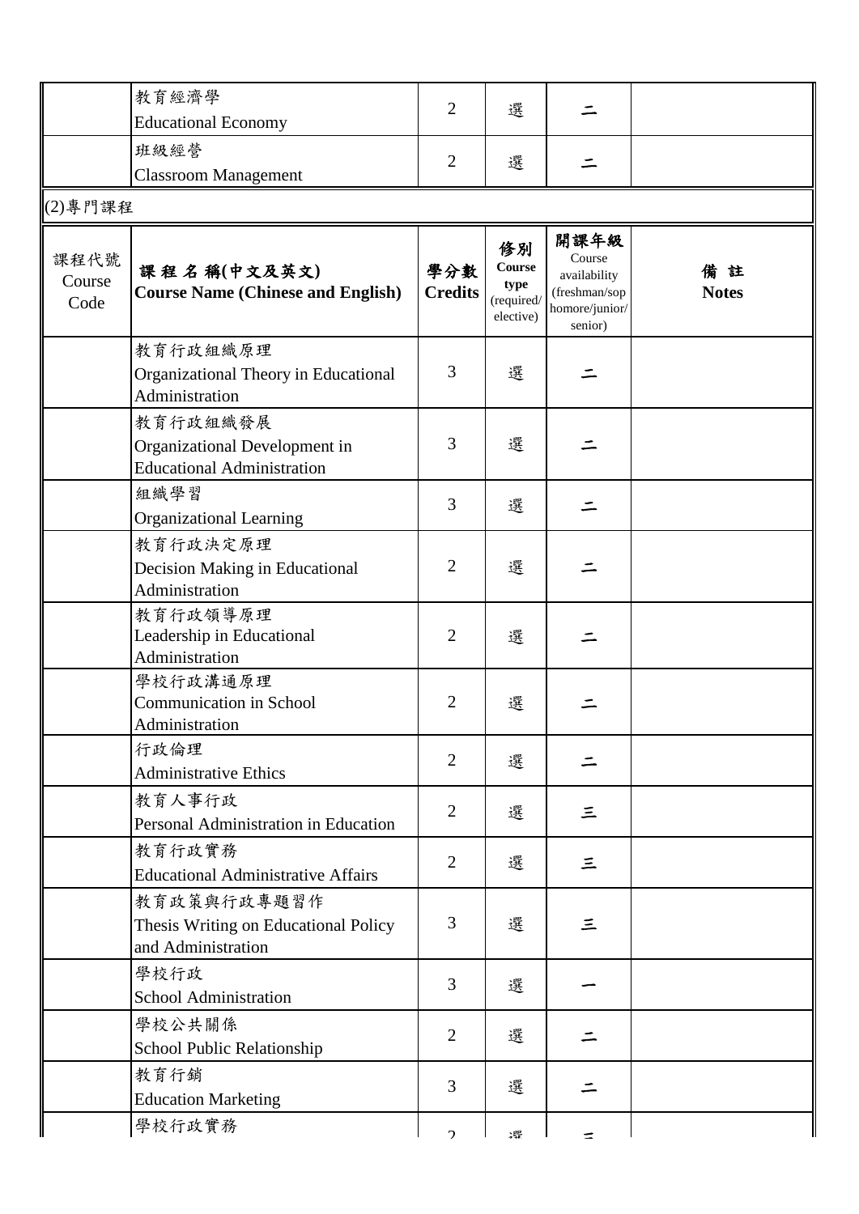| | | | | | |
|---|---|---|---|---|---|
| | 教育經濟學<br>Educational Economy | 2 | 選 | 二 | |
| | 班級經營<br>Classroom Management | 2 | 選 | 二 | |

(2)專門課程

| 課程代號<br>Course Code | **課 程 名 稱(中文及英文)<br>Course Name (Chinese and English)** | **學分數<br>Credits** | **修別<br>Course type**<br>(required/ elective) | **開課年級**<br>Course availability (freshman/sophomore/junior/ senior) | **備 註<br>Notes** |
|---|---|---|---|---|---|
| | 教育行政組織原理<br>Organizational Theory in Educational Administration | 3 | 選 | 二 | |
| | 教育行政組織發展<br>Organizational Development in Educational Administration | 3 | 選 | 二 | |
| | 組織學習<br>Organizational Learning | 3 | 選 | 二 | |
| | 教育行政決定原理<br>Decision Making in Educational Administration | 2 | 選 | 二 | |
| | 教育行政領導原理<br>Leadership in Educational Administration | 2 | 選 | 二 | |
| | 學校行政溝通原理<br>Communication in School Administration | 2 | 選 | 二 | |
| | 行政倫理<br>Administrative Ethics | 2 | 選 | 二 | |
| | 教育人事行政<br>Personal Administration in Education | 2 | 選 | 三 | |
| | 教育行政實務<br>Educational Administrative Affairs | 2 | 選 | 三 | |
| | 教育政策與行政專題習作<br>Thesis Writing on Educational Policy and Administration | 3 | 選 | 三 | |
| | 學校行政<br>School Administration | 3 | 選 | 一 | |
| | 學校公共關係<br>School Public Relationship | 2 | 選 | 二 | |
| | 教育行銷<br>Education Marketing | 3 | 選 | 二 | |
| | 學校行政實務 | 2 | 選 | 三 | |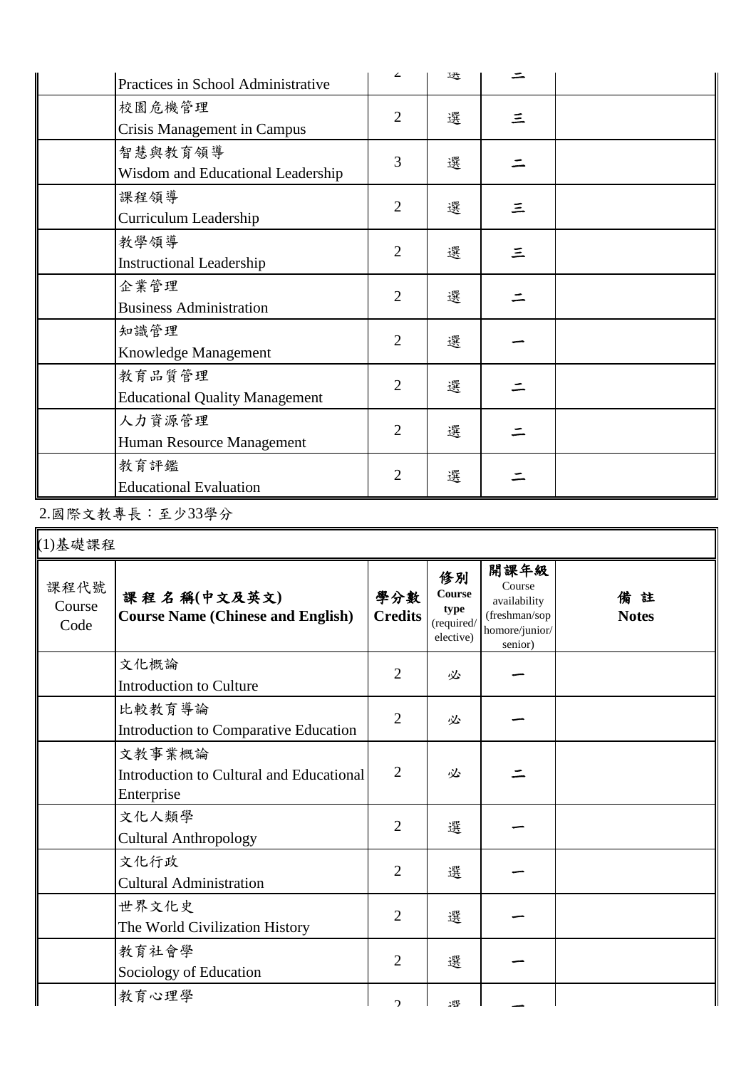| | Practices in School Administrative | 2 | 選 | 二 | |
|---|---|---|---|---|---|
| | 校園危機管理<br>Crisis Management in Campus | 2 | 選 | 三 | |
| | 智慧與教育領導<br>Wisdom and Educational Leadership | 3 | 選 | 二 | |
| | 課程領導<br>Curriculum Leadership | 2 | 選 | 三 | |
| | 教學領導<br>Instructional Leadership | 2 | 選 | 三 | |
| | 企業管理<br>Business Administration | 2 | 選 | 二 | |
| | 知識管理<br>Knowledge Management | 2 | 選 | 一 | |
| | 教育品質管理<br>Educational Quality Management | 2 | 選 | 二 | |
| | 人力資源管理<br>Human Resource Management | 2 | 選 | 二 | |
| | 教育評鑑<br>Educational Evaluation | 2 | 選 | 二 | |

2.國際文教專長：至少33學分

(1)基礎課程

| 課程代號<br>Course Code | **課程名稱(中文及英文)<br>Course Name (Chinese and English)** | **學分數<br>Credits** | **修別<br>Course type**<br>(required/ elective) | **開課年級**<br>Course availability (freshman/sophomore/junior/ senior) | **備註<br>Notes** |
|---|---|---|---|---|---|
| | 文化概論<br>Introduction to Culture | 2 | 必 | 一 | |
| | 比較教育導論<br>Introduction to Comparative Education | 2 | 必 | 一 | |
| | 文教事業概論<br>Introduction to Cultural and Educational Enterprise | 2 | 必 | 二 | |
| | 文化人類學<br>Cultural Anthropology | 2 | 選 | 一 | |
| | 文化行政<br>Cultural Administration | 2 | 選 | 一 | |
| | 世界文化史<br>The World Civilization History | 2 | 選 | 一 | |
| | 教育社會學<br>Sociology of Education | 2 | 選 | 一 | |
| | 教育心理學 | 2 | 選 | 一 | |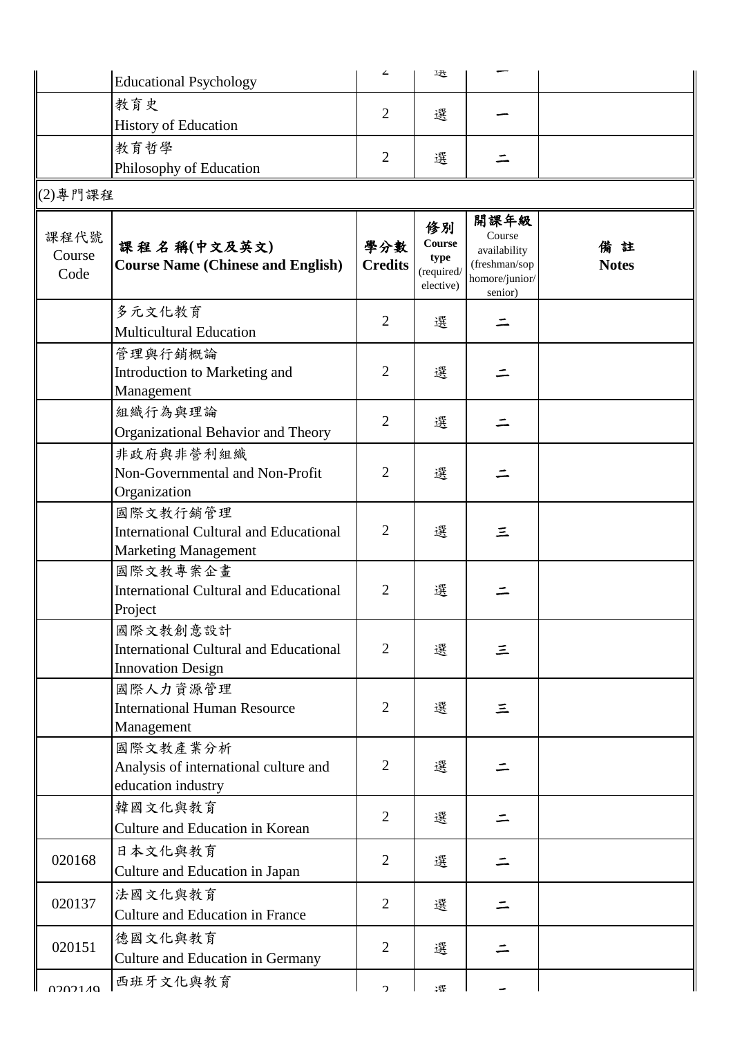| | Educational Psychology | 2 | 選 | 一 | |
|---|---|---|---|---|---|
| | 教育史<br>History of Education | 2 | 選 | 一 | |
| | 教育哲學<br>Philosophy of Education | 2 | 選 | 二 | |

(2)專門課程

| 課程代號<br>Course Code | 課 程 名 稱(中文及英文)<br>**Course Name (Chinese and English)** | 學分數<br>**Credits** | 修別<br>**Course type**<br>(required/ elective) | 開課年級<br>Course availability (freshman/sophomore/junior/ senior) | 備 註<br>**Notes** |
|---|---|---|---|---|---|
| | 多元文化教育<br>Multicultural Education | 2 | 選 | 二 | |
| | 管理與行銷概論<br>Introduction to Marketing and Management | 2 | 選 | 二 | |
| | 組織行為與理論<br>Organizational Behavior and Theory | 2 | 選 | 二 | |
| | 非政府與非營利組織<br>Non-Governmental and Non-Profit Organization | 2 | 選 | 二 | |
| | 國際文教行銷管理<br>International Cultural and Educational Marketing Management | 2 | 選 | 三 | |
| | 國際文教專案企畫<br>International Cultural and Educational Project | 2 | 選 | 二 | |
| | 國際文教創意設計<br>International Cultural and Educational Innovation Design | 2 | 選 | 三 | |
| | 國際人力資源管理<br>International Human Resource Management | 2 | 選 | 三 | |
| | 國際文教產業分析<br>Analysis of international culture and education industry | 2 | 選 | 二 | |
| | 韓國文化與教育<br>Culture and Education in Korean | 2 | 選 | 二 | |
| 020168 | 日本文化與教育<br>Culture and Education in Japan | 2 | 選 | 二 | |
| 020137 | 法國文化與教育<br>Culture and Education in France | 2 | 選 | 二 | |
| 020151 | 德國文化與教育<br>Culture and Education in Germany | 2 | 選 | 二 | |
| 0202149 | 西班牙文化與教育 | 2 | 選 | 二 | |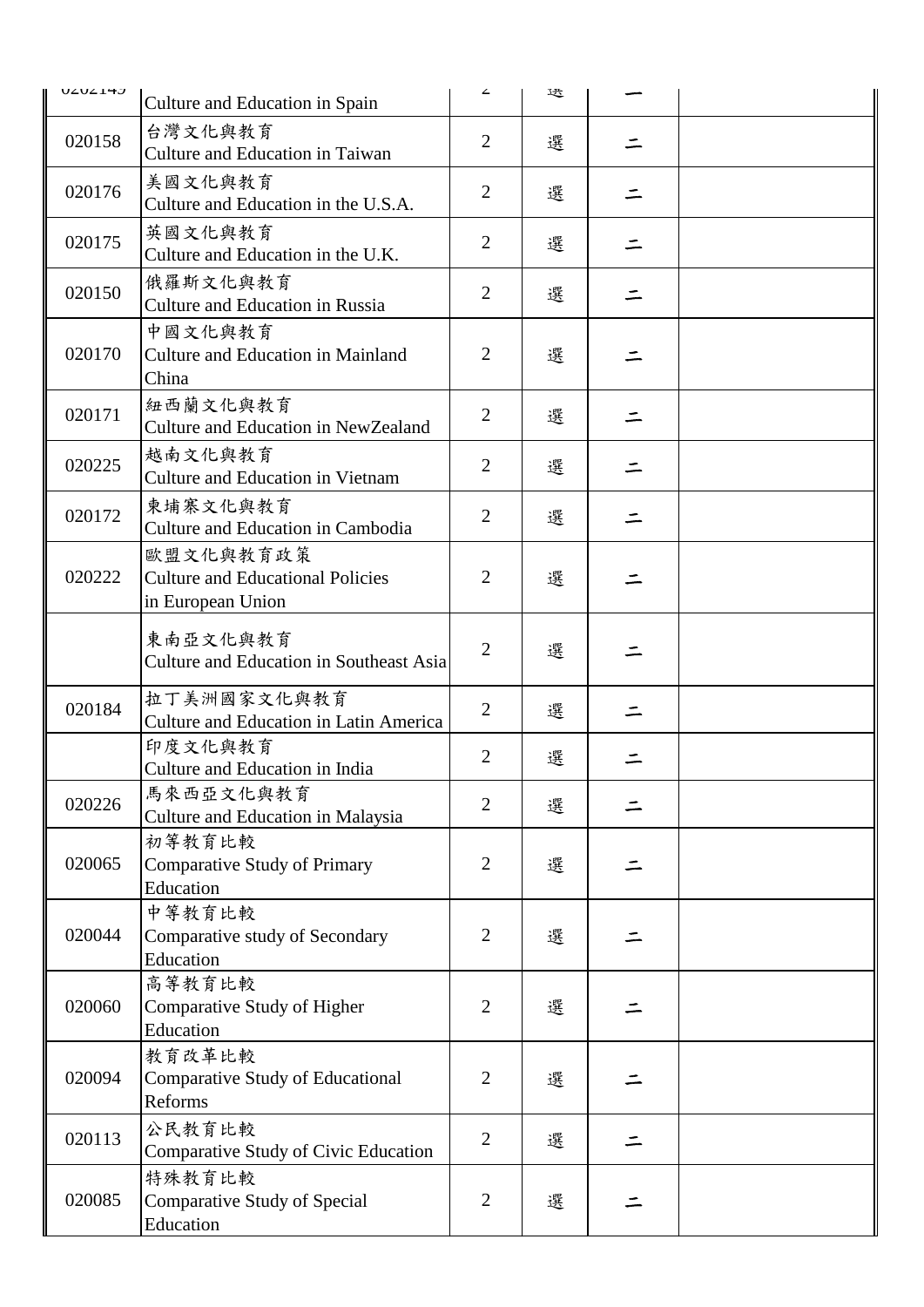| | | | | | |
|---|---|---|---|---|---|
| 020149 | Culture and Education in Spain | 2 | 選 | 二 | |
| 020158 | 台灣文化與教育<br>Culture and Education in Taiwan | 2 | 選 | 二 | |
| 020176 | 美國文化與教育<br>Culture and Education in the U.S.A. | 2 | 選 | 二 | |
| 020175 | 英國文化與教育<br>Culture and Education in the U.K. | 2 | 選 | 二 | |
| 020150 | 俄羅斯文化與教育<br>Culture and Education in Russia | 2 | 選 | 二 | |
| 020170 | 中國文化與教育<br>Culture and Education in Mainland China | 2 | 選 | 二 | |
| 020171 | 紐西蘭文化與教育<br>Culture and Education in NewZealand | 2 | 選 | 二 | |
| 020225 | 越南文化與教育<br>Culture and Education in Vietnam | 2 | 選 | 二 | |
| 020172 | 柬埔寨文化與教育<br>Culture and Education in Cambodia | 2 | 選 | 二 | |
| 020222 | 歐盟文化與教育政策<br>Culture and Educational Policies in European Union | 2 | 選 | 二 | |
| | 東南亞文化與教育<br>Culture and Education in Southeast Asia | 2 | 選 | 二 | |
| 020184 | 拉丁美洲國家文化與教育<br>Culture and Education in Latin America | 2 | 選 | 二 | |
| | 印度文化與教育<br>Culture and Education in India | 2 | 選 | 二 | |
| 020226 | 馬來西亞文化與教育<br>Culture and Education in Malaysia | 2 | 選 | 二 | |
| 020065 | 初等教育比較<br>Comparative Study of Primary Education | 2 | 選 | 二 | |
| 020044 | 中等教育比較<br>Comparative study of Secondary Education | 2 | 選 | 二 | |
| 020060 | 高等教育比較<br>Comparative Study of Higher Education | 2 | 選 | 二 | |
| 020094 | 教育改革比較<br>Comparative Study of Educational Reforms | 2 | 選 | 二 | |
| 020113 | 公民教育比較<br>Comparative Study of Civic Education | 2 | 選 | 二 | |
| 020085 | 特殊教育比較<br>Comparative Study of Special Education | 2 | 選 | 二 | |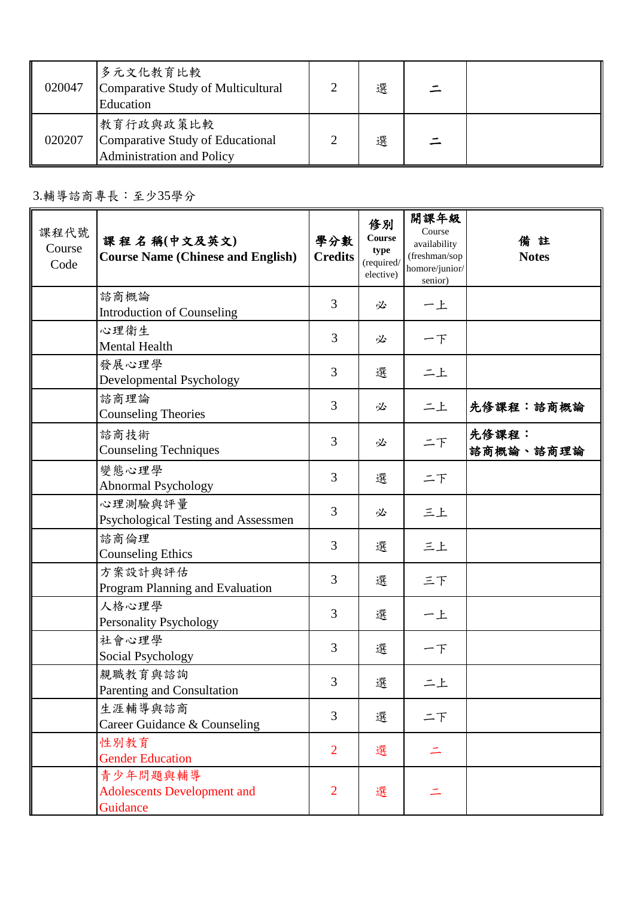| 020047 | 多元文化教育比較<br>Comparative Study of Multicultural Education | 2 | 選 | 二 | |
|---|---|---|---|---|---|
| 020207 | 教育行政與政策比較<br>Comparative Study of Educational Administration and Policy | 2 | 選 | 二 | |

3.輔導諮商專長：至少35學分

| 課程代號<br>Course Code | 課 程 名 稱(中文及英文)<br>Course Name (Chinese and English) | 學分數<br>Credits | 修別<br>Course type<br>(required/elective) | 開課年級<br>Course availability<br>(freshman/sophomore/junior/senior) | 備 註<br>Notes |
|---|---|---|---|---|---|
| | 諮商概論<br>Introduction of Counseling | 3 | 必 | 一上 | |
| | 心理衛生<br>Mental Health | 3 | 必 | 一下 | |
| | 發展心理學<br>Developmental Psychology | 3 | 選 | 二上 | |
| | 諮商理論<br>Counseling Theories | 3 | 必 | 二上 | **先修課程：諮商概論** |
| | 諮商技術<br>Counseling Techniques | 3 | 必 | 二下 | **先修課程：<br>諮商概論、諮商理論** |
| | 變態心理學<br>Abnormal Psychology | 3 | 選 | 二下 | |
| | 心理測驗與評量<br>Psychological Testing and Assessmen | 3 | 必 | 三上 | |
| | 諮商倫理<br>Counseling Ethics | 3 | 選 | 三上 | |
| | 方案設計與評估<br>Program Planning and Evaluation | 3 | 選 | 三下 | |
| | 人格心理學<br>Personality Psychology | 3 | 選 | 一上 | |
| | 社會心理學<br>Social Psychology | 3 | 選 | 一下 | |
| | 親職教育與諮詢<br>Parenting and Consultation | 3 | 選 | 二上 | |
| | 生涯輔導與諮商<br>Career Guidance & Counseling | 3 | 選 | 二下 | |
| | 性別教育<br>Gender Education | 2 | 選 | 二 | |
| | 青少年問題與輔導<br>Adolescents Development and Guidance | 2 | 選 | 二 | |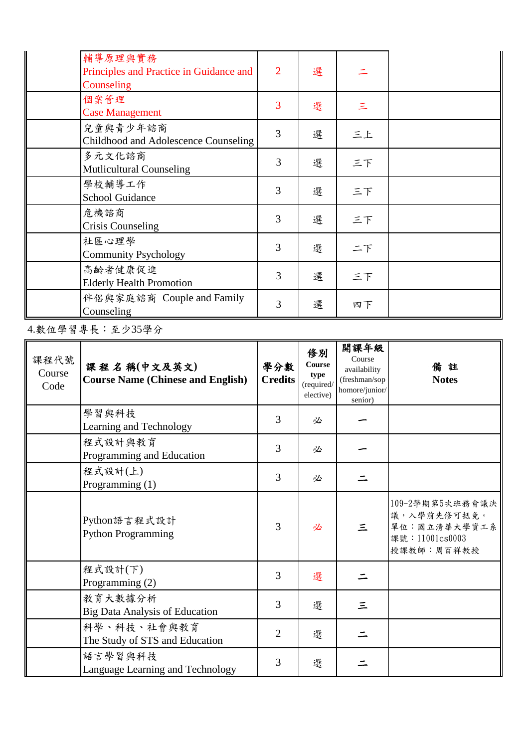| | | | | | |
|---|---|---|---|---|---|
| | 輔導原理與實務<br>Principles and Practice in Guidance and Counseling | 2 | 選 | 二 | |
| | 個案管理<br>Case Management | 3 | 選 | 三 | |
| | 兒童與青少年諮商<br>Childhood and Adolescence Counseling | 3 | 選 | 三上 | |
| | 多元文化諮商<br>Mutlicultural Counseling | 3 | 選 | 三下 | |
| | 學校輔導工作<br>School Guidance | 3 | 選 | 三下 | |
| | 危機諮商<br>Crisis Counseling | 3 | 選 | 三下 | |
| | 社區心理學<br>Community Psychology | 3 | 選 | 二下 | |
| | 高齡者健康促進<br>Elderly Health Promotion | 3 | 選 | 三下 | |
| | 伴侶與家庭諮商 Couple and Family Counseling | 3 | 選 | 四下 | |

4.數位學習專長：至少35學分

| 課程代號 Course Code | **課程名稱(中文及英文) Course Name (Chinese and English)** | **學分數 Credits** | **修別 Course type** (required/ elective) | **開課年級** Course availability (freshman/sophomore/junior/ senior) | **備註 Notes** |
|---|---|---|---|---|---|
| | 學習與科技<br>Learning and Technology | 3 | 必 | 一 | |
| | 程式設計與教育<br>Programming and Education | 3 | 必 | 一 | |
| | 程式設計(上)<br>Programming (1) | 3 | 必 | 二 | |
| | Python語言程式設計<br>Python Programming | 3 | 必 | 三 | 109-2學期第5次班務會議決議，入學前先修可抵免。<br>單位：國立清華大學資工系<br>課號：11001cs0003<br>授課教師：周百祥教授 |
| | 程式設計(下)<br>Programming (2) | 3 | 選 | 二 | |
| | 教育大數據分析<br>Big Data Analysis of Education | 3 | 選 | 三 | |
| | 科學、科技、社會與教育<br>The Study of STS and Education | 2 | 選 | 二 | |
| | 語言學習與科技<br>Language Learning and Technology | 3 | 選 | 二 | |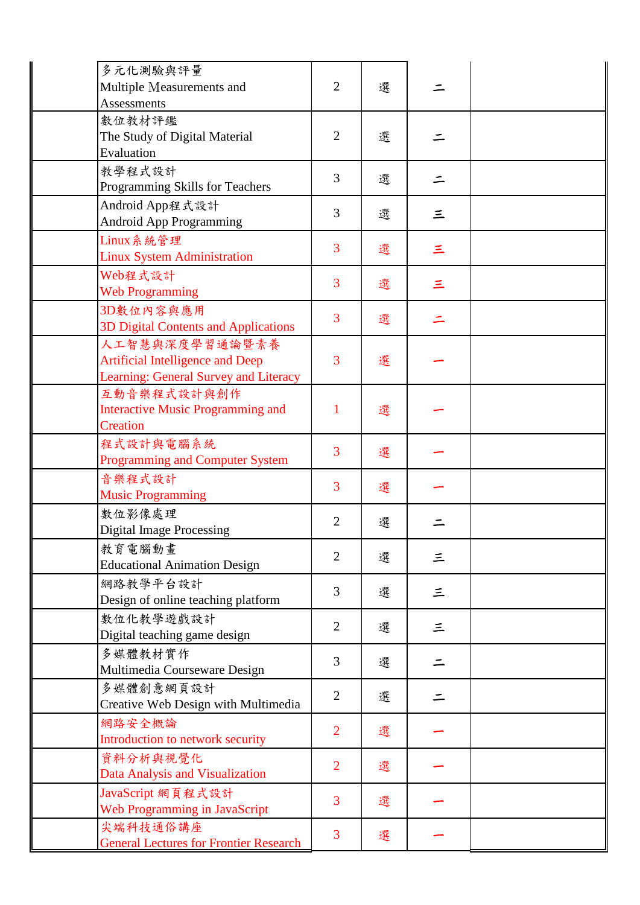| | | | | | |
|---|---|---|---|---|---|
| | 多元化測驗與評量<br>Multiple Measurements and Assessments | 2 | 選 | 二 | |
| | 數位教材評鑑<br>The Study of Digital Material Evaluation | 2 | 選 | 二 | |
| | 教學程式設計<br>Programming Skills for Teachers | 3 | 選 | 二 | |
| | Android App程式設計<br>Android App Programming | 3 | 選 | 三 | |
| | Linux系統管理<br>Linux System Administration | 3 | 選 | 三 | |
| | Web程式設計<br>Web Programming | 3 | 選 | 三 | |
| | 3D數位內容與應用<br>3D Digital Contents and Applications | 3 | 選 | 二 | |
| | 人工智慧與深度學習通論暨素養<br>Artificial Intelligence and Deep Learning: General Survey and Literacy | 3 | 選 | 一 | |
| | 互動音樂程式設計與創作<br>Interactive Music Programming and Creation | 1 | 選 | 一 | |
| | 程式設計與電腦系統<br>Programming and Computer System | 3 | 選 | 一 | |
| | 音樂程式設計<br>Music Programming | 3 | 選 | 一 | |
| | 數位影像處理<br>Digital Image Processing | 2 | 選 | 二 | |
| | 教育電腦動畫<br>Educational Animation Design | 2 | 選 | 三 | |
| | 網路教學平台設計<br>Design of online teaching platform | 3 | 選 | 三 | |
| | 數位化教學遊戲設計<br>Digital teaching game design | 2 | 選 | 三 | |
| | 多媒體教材實作<br>Multimedia Courseware Design | 3 | 選 | 二 | |
| | 多媒體創意網頁設計<br>Creative Web Design with Multimedia | 2 | 選 | 二 | |
| | 網路安全概論<br>Introduction to network security | 2 | 選 | 一 | |
| | 資料分析與視覺化<br>Data Analysis and Visualization | 2 | 選 | 一 | |
| | JavaScript 網頁程式設計<br>Web Programming in JavaScript | 3 | 選 | 一 | |
| | 尖端科技通俗講座<br>General Lectures for Frontier Research | 3 | 選 | 一 | |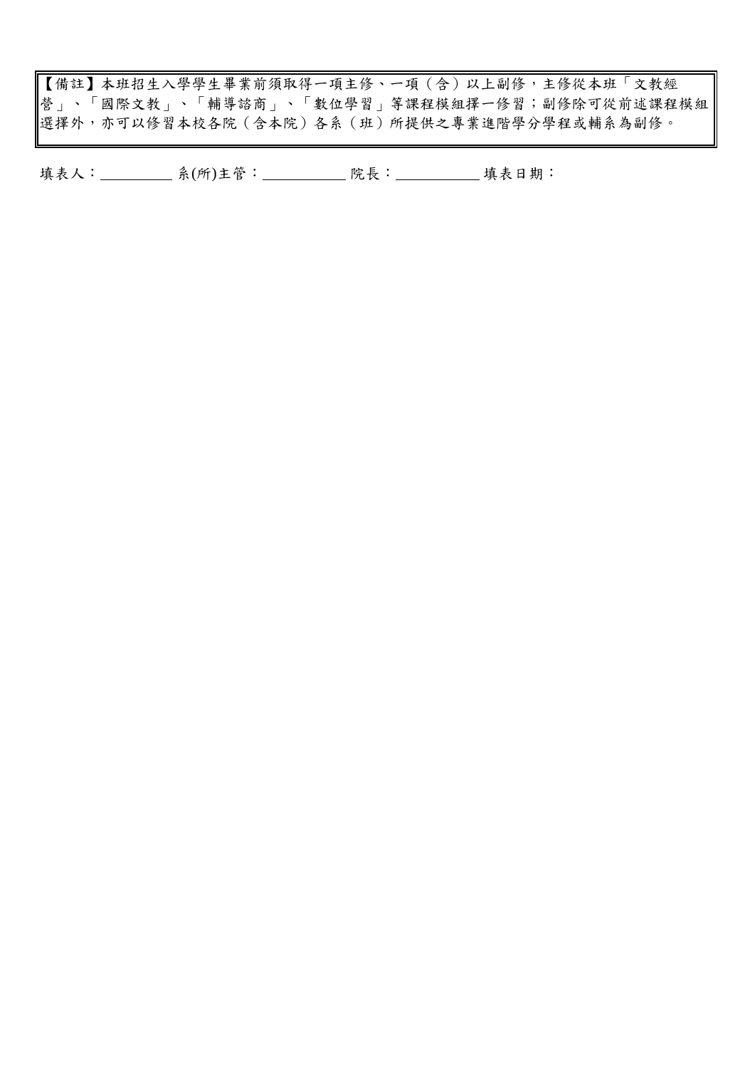【備註】本班招生入學學生畢業前須取得一項主修、一項（含）以上副修，主修從本班「文教經營」、「國際文教」、「輔導諮商」、「數位學習」等課程模組擇一修習；副修除可從前述課程模組選擇外，亦可以修習本校各院（含本院）各系（班）所提供之專業進階學分學程或輔系為副修。

填表人：__________ 系(所)主管：___________ 院長：___________ 填表日期：